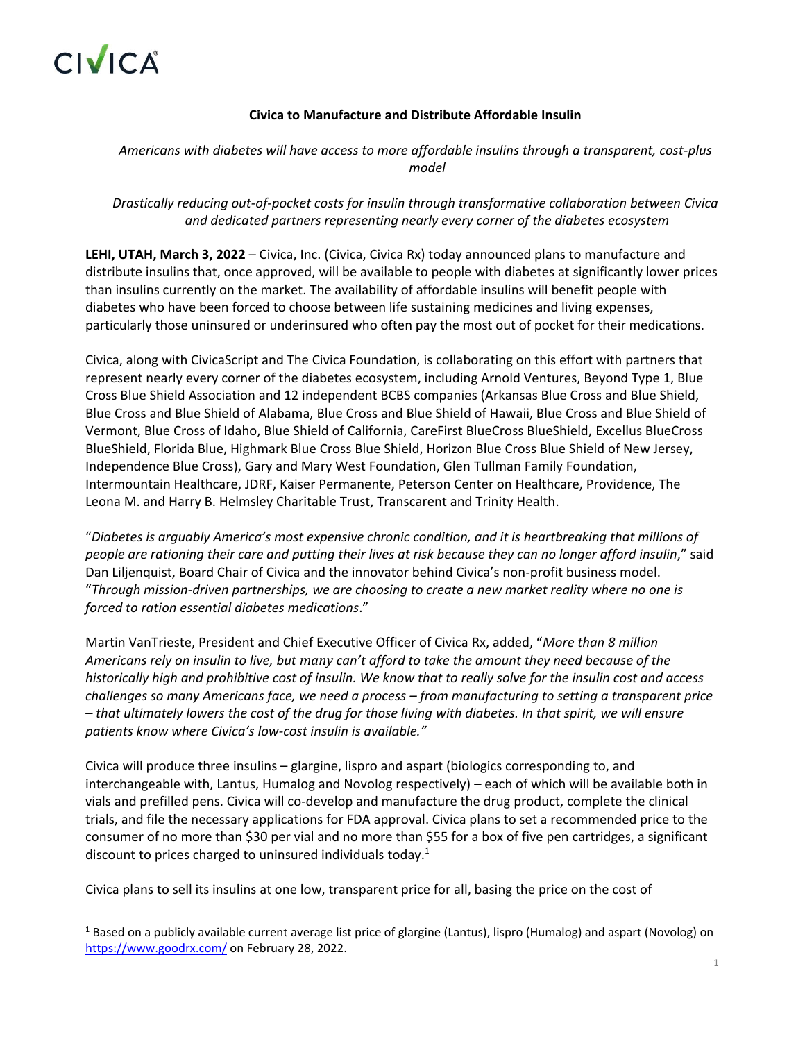**Civica to Manufacture and Distribute Affordable Insulin**

*Americans with diabetes will have access to more affordable insulins through a transparent, cost-plus model*

*Drastically reducing out-of-pocket costs for insulin through transformative collaboration between Civica and dedicated partners representing nearly every corner of the diabetes ecosystem*

**LEHI, UTAH, March 3, 2022** – Civica, Inc. (Civica, Civica Rx) today announced plans to manufacture and distribute insulins that, once approved, will be available to people with diabetes at significantly lower prices than insulins currently on the market. The availability of affordable insulins will benefit people with diabetes who have been forced to choose between life sustaining medicines and living expenses, particularly those uninsured or underinsured who often pay the most out of pocket for their medications.

Civica, along with CivicaScript and The Civica Foundation, is collaborating on this effort with partners that represent nearly every corner of the diabetes ecosystem, including Arnold Ventures, Beyond Type 1, Blue Cross Blue Shield Association and 12 independent BCBS companies (Arkansas Blue Cross and Blue Shield, Blue Cross and Blue Shield of Alabama, Blue Cross and Blue Shield of Hawaii, Blue Cross and Blue Shield of Vermont, Blue Cross of Idaho, Blue Shield of California, CareFirst BlueCross BlueShield, Excellus BlueCross BlueShield, Florida Blue, Highmark Blue Cross Blue Shield, Horizon Blue Cross Blue Shield of New Jersey, Independence Blue Cross), Gary and Mary West Foundation, Glen Tullman Family Foundation, Intermountain Healthcare, JDRF, Kaiser Permanente, Peterson Center on Healthcare, Providence, The Leona M. and Harry B. Helmsley Charitable Trust, Transcarent and Trinity Health.

"*Diabetes is arguably America's most expensive chronic condition, and it is heartbreaking that millions of people are rationing their care and putting their lives at risk because they can no longer afford insulin*," said Dan Liljenquist, Board Chair of Civica and the innovator behind Civica's non-profit business model. "*Through mission-driven partnerships, we are choosing to create a new market reality where no one is forced to ration essential diabetes medications*."

Martin VanTrieste, President and Chief Executive Officer of Civica Rx, added, "*More than 8 million Americans rely on insulin to live, but many can't afford to take the amount they need because of the historically high and prohibitive cost of insulin. We know that to really solve for the insulin cost and access challenges so many Americans face, we need a process – from manufacturing to setting a transparent price – that ultimately lowers the cost of the drug for those living with diabetes. In that spirit, we will ensure patients know where Civica's low-cost insulin is available."*

Civica will produce three insulins – glargine, lispro and aspart (biologics corresponding to, and interchangeable with, Lantus, Humalog and Novolog respectively) – each of which will be available both in vials and prefilled pens. Civica will co-develop and manufacture the drug product, complete the clinical trials, and file the necessary applications for FDA approval. Civica plans to set a recommended price to the consumer of no more than $30 per vial and no more than $55 for a box of five pen cartridges, a significant discount to prices charged to uninsured individuals today.[1]

Civica plans to sell its insulins at one low, transparent price for all, basing the price on the cost of

---

[1] Based on a publicly available current average list price of glargine (Lantus), lispro (Humalog) and aspart (Novolog) on https://www.goodrx.com/ on February 28, 2022.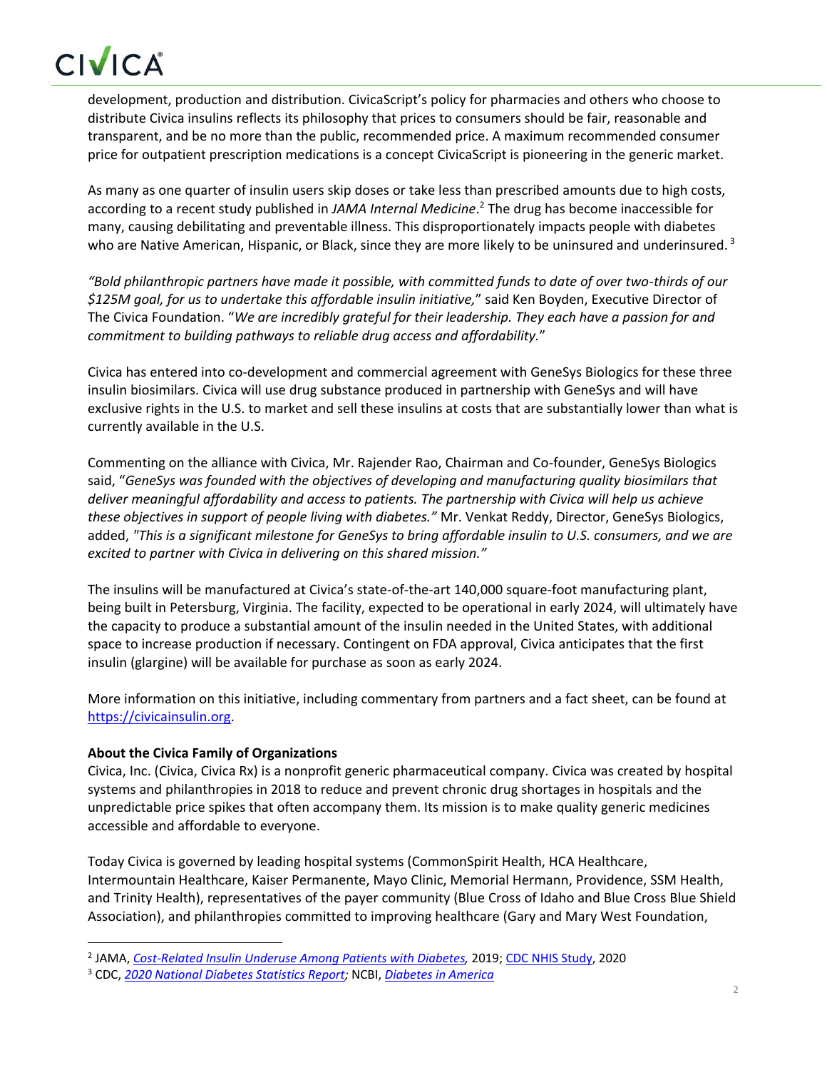development, production and distribution. CivicaScript's policy for pharmacies and others who choose to distribute Civica insulins reflects its philosophy that prices to consumers should be fair, reasonable and transparent, and be no more than the public, recommended price. A maximum recommended consumer price for outpatient prescription medications is a concept CivicaScript is pioneering in the generic market.

As many as one quarter of insulin users skip doses or take less than prescribed amounts due to high costs, according to a recent study published in *JAMA Internal Medicine*.[2] The drug has become inaccessible for many, causing debilitating and preventable illness. This disproportionately impacts people with diabetes who are Native American, Hispanic, or Black, since they are more likely to be uninsured and underinsured.[3]

*"Bold philanthropic partners have made it possible, with committed funds to date of over two-thirds of our $125M goal, for us to undertake this affordable insulin initiative,"* said Ken Boyden, Executive Director of The Civica Foundation. "*We are incredibly grateful for their leadership. They each have a passion for and commitment to building pathways to reliable drug access and affordability.*"

Civica has entered into co-development and commercial agreement with GeneSys Biologics for these three insulin biosimilars. Civica will use drug substance produced in partnership with GeneSys and will have exclusive rights in the U.S. to market and sell these insulins at costs that are substantially lower than what is currently available in the U.S.

Commenting on the alliance with Civica, Mr. Rajender Rao, Chairman and Co-founder, GeneSys Biologics said, "*GeneSys was founded with the objectives of developing and manufacturing quality biosimilars that deliver meaningful affordability and access to patients. The partnership with Civica will help us achieve these objectives in support of people living with diabetes."* Mr. Venkat Reddy, Director, GeneSys Biologics, added, *"This is a significant milestone for GeneSys to bring affordable insulin to U.S. consumers, and we are excited to partner with Civica in delivering on this shared mission."*

The insulins will be manufactured at Civica's state-of-the-art 140,000 square-foot manufacturing plant, being built in Petersburg, Virginia. The facility, expected to be operational in early 2024, will ultimately have the capacity to produce a substantial amount of the insulin needed in the United States, with additional space to increase production if necessary. Contingent on FDA approval, Civica anticipates that the first insulin (glargine) will be available for purchase as soon as early 2024.

More information on this initiative, including commentary from partners and a fact sheet, can be found at [https://civicainsulin.org](https://civicainsulin.org).

**About the Civica Family of Organizations**

Civica, Inc. (Civica, Civica Rx) is a nonprofit generic pharmaceutical company. Civica was created by hospital systems and philanthropies in 2018 to reduce and prevent chronic drug shortages in hospitals and the unpredictable price spikes that often accompany them. Its mission is to make quality generic medicines accessible and affordable to everyone.

Today Civica is governed by leading hospital systems (CommonSpirit Health, HCA Healthcare, Intermountain Healthcare, Kaiser Permanente, Mayo Clinic, Memorial Hermann, Providence, SSM Health, and Trinity Health), representatives of the payer community (Blue Cross of Idaho and Blue Cross Blue Shield Association), and philanthropies committed to improving healthcare (Gary and Mary West Foundation,

---

[2] JAMA, *Cost-Related Insulin Underuse Among Patients with Diabetes,* 2019; CDC NHIS Study, 2020

[3] CDC, *2020 National Diabetes Statistics Report;* NCBI, *Diabetes in America*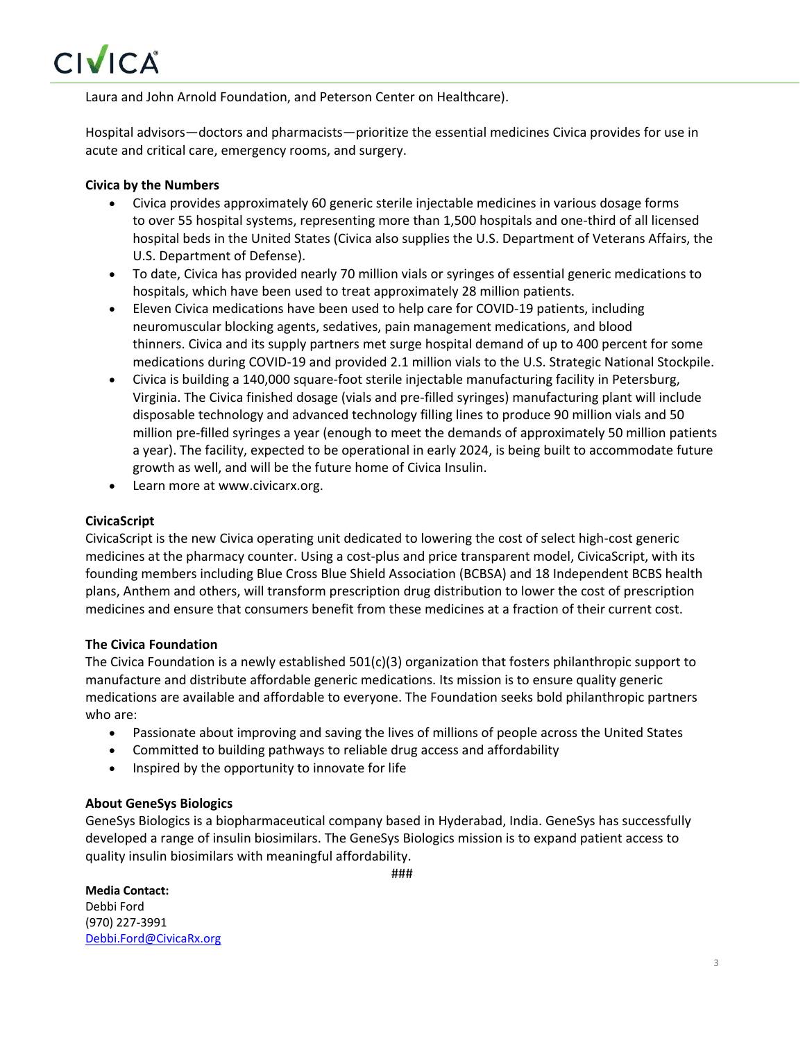Laura and John Arnold Foundation, and Peterson Center on Healthcare).

Hospital advisors—doctors and pharmacists—prioritize the essential medicines Civica provides for use in acute and critical care, emergency rooms, and surgery.

**Civica by the Numbers**

- Civica provides approximately 60 generic sterile injectable medicines in various dosage forms to over 55 hospital systems, representing more than 1,500 hospitals and one-third of all licensed hospital beds in the United States (Civica also supplies the U.S. Department of Veterans Affairs, the U.S. Department of Defense).
- To date, Civica has provided nearly 70 million vials or syringes of essential generic medications to hospitals, which have been used to treat approximately 28 million patients.
- Eleven Civica medications have been used to help care for COVID-19 patients, including neuromuscular blocking agents, sedatives, pain management medications, and blood thinners. Civica and its supply partners met surge hospital demand of up to 400 percent for some medications during COVID-19 and provided 2.1 million vials to the U.S. Strategic National Stockpile.
- Civica is building a 140,000 square-foot sterile injectable manufacturing facility in Petersburg, Virginia. The Civica finished dosage (vials and pre-filled syringes) manufacturing plant will include disposable technology and advanced technology filling lines to produce 90 million vials and 50 million pre-filled syringes a year (enough to meet the demands of approximately 50 million patients a year). The facility, expected to be operational in early 2024, is being built to accommodate future growth as well, and will be the future home of Civica Insulin.
- Learn more at www.civicarx.org.

**CivicaScript**

CivicaScript is the new Civica operating unit dedicated to lowering the cost of select high-cost generic medicines at the pharmacy counter. Using a cost-plus and price transparent model, CivicaScript, with its founding members including Blue Cross Blue Shield Association (BCBSA) and 18 Independent BCBS health plans, Anthem and others, will transform prescription drug distribution to lower the cost of prescription medicines and ensure that consumers benefit from these medicines at a fraction of their current cost.

**The Civica Foundation**

The Civica Foundation is a newly established 501(c)(3) organization that fosters philanthropic support to manufacture and distribute affordable generic medications. Its mission is to ensure quality generic medications are available and affordable to everyone. The Foundation seeks bold philanthropic partners who are:

- Passionate about improving and saving the lives of millions of people across the United States
- Committed to building pathways to reliable drug access and affordability
- Inspired by the opportunity to innovate for life

**About GeneSys Biologics**

GeneSys Biologics is a biopharmaceutical company based in Hyderabad, India. GeneSys has successfully developed a range of insulin biosimilars. The GeneSys Biologics mission is to expand patient access to quality insulin biosimilars with meaningful affordability.

###

**Media Contact:**
Debbi Ford
(970) 227-3991
Debbi.Ford@CivicaRx.org